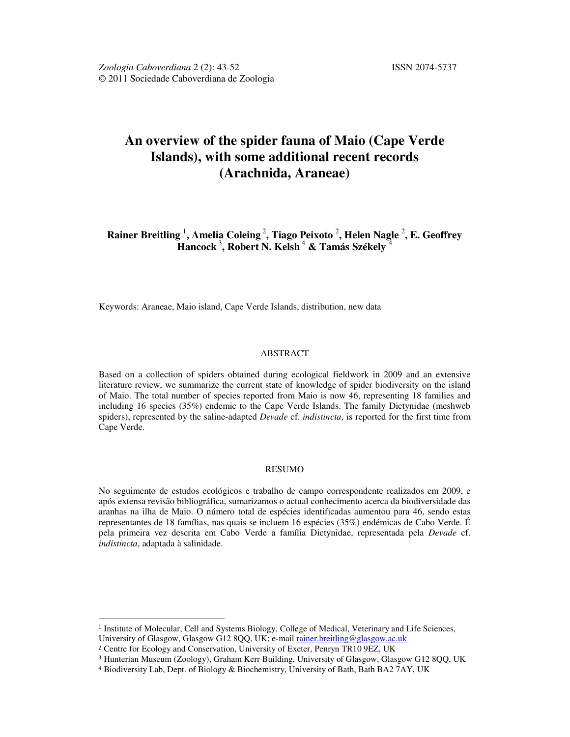*Zoologia Caboverdiana* 2 (2): 43-52
© 2011 Sociedade Caboverdiana de Zoologia

ISSN 2074-5737

# An overview of the spider fauna of Maio (Cape Verde Islands), with some additional recent records (Arachnida, Araneae)

**Rainer Breitling [1], Amelia Coleing [2], Tiago Peixoto [2], Helen Nagle [2], E. Geoffrey Hancock [3], Robert N. Kelsh [4] & Tamás Székely [4]**

Keywords: Araneae, Maio island, Cape Verde Islands, distribution, new data

## ABSTRACT

Based on a collection of spiders obtained during ecological fieldwork in 2009 and an extensive literature review, we summarize the current state of knowledge of spider biodiversity on the island of Maio. The total number of species reported from Maio is now 46, representing 18 families and including 16 species (35%) endemic to the Cape Verde Islands. The family Dictynidae (meshweb spiders), represented by the saline-adapted *Devade* cf. *indistincta*, is reported for the first time from Cape Verde.

## RESUMO

No seguimento de estudos ecológicos e trabalho de campo correspondente realizados em 2009, e após extensa revisão bibliográfica, sumarizamos o actual conhecimento acerca da biodiversidade das aranhas na ilha de Maio. O número total de espécies identificadas aumentou para 46, sendo estas representantes de 18 famílias, nas quais se incluem 16 espécies (35%) endémicas de Cabo Verde. É pela primeira vez descrita em Cabo Verde a família Dictynidae, representada pela *Devade* cf. *indistincta*, adaptada à salinidade.

---

[1] Institute of Molecular, Cell and Systems Biology, College of Medical, Veterinary and Life Sciences, University of Glasgow, Glasgow G12 8QQ, UK; e-mail rainer.breitling@glasgow.ac.uk

[2] Centre for Ecology and Conservation, University of Exeter, Penryn TR10 9EZ, UK

[3] Hunterian Museum (Zoology), Graham Kerr Building, University of Glasgow, Glasgow G12 8QQ, UK

[4] Biodiversity Lab, Dept. of Biology & Biochemistry, University of Bath, Bath BA2 7AY, UK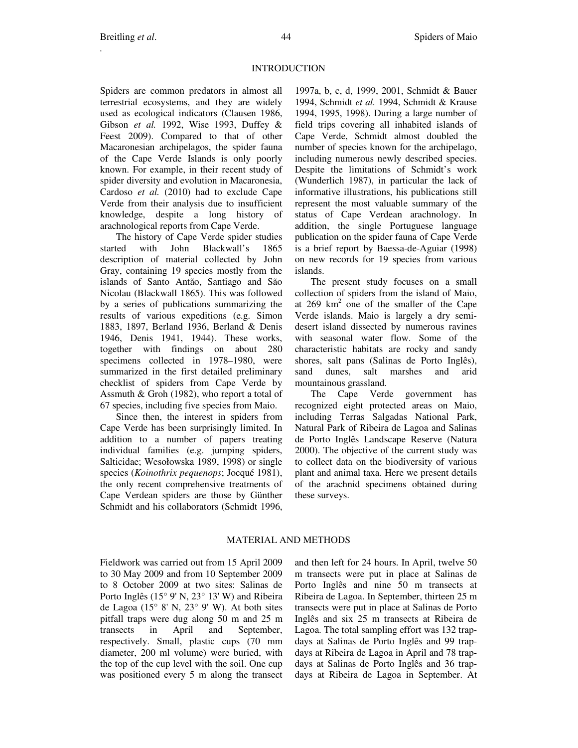## INTRODUCTION

Spiders are common predators in almost all terrestrial ecosystems, and they are widely used as ecological indicators (Clausen 1986, Gibson *et al.* 1992, Wise 1993, Duffey & Feest 2009). Compared to that of other Macaronesian archipelagos, the spider fauna of the Cape Verde Islands is only poorly known. For example, in their recent study of spider diversity and evolution in Macaronesia, Cardoso *et al.* (2010) had to exclude Cape Verde from their analysis due to insufficient knowledge, despite a long history of arachnological reports from Cape Verde.

The history of Cape Verde spider studies started with John Blackwall's 1865 description of material collected by John Gray, containing 19 species mostly from the islands of Santo Antão, Santiago and São Nicolau (Blackwall 1865). This was followed by a series of publications summarizing the results of various expeditions (e.g. Simon 1883, 1897, Berland 1936, Berland & Denis 1946, Denis 1941, 1944). These works, together with findings on about 280 specimens collected in 1978–1980, were summarized in the first detailed preliminary checklist of spiders from Cape Verde by Assmuth & Groh (1982), who report a total of 67 species, including five species from Maio.

Since then, the interest in spiders from Cape Verde has been surprisingly limited. In addition to a number of papers treating individual families (e.g. jumping spiders, Salticidae; Wesołowska 1989, 1998) or single species (*Koinothrix pequenops*; Jocqué 1981), the only recent comprehensive treatments of Cape Verdean spiders are those by Günther Schmidt and his collaborators (Schmidt 1996, 1997a, b, c, d, 1999, 2001, Schmidt & Bauer 1994, Schmidt *et al.* 1994, Schmidt & Krause 1994, 1995, 1998). During a large number of field trips covering all inhabited islands of Cape Verde, Schmidt almost doubled the number of species known for the archipelago, including numerous newly described species. Despite the limitations of Schmidt's work (Wunderlich 1987), in particular the lack of informative illustrations, his publications still represent the most valuable summary of the status of Cape Verdean arachnology. In addition, the single Portuguese language publication on the spider fauna of Cape Verde is a brief report by Baessa-de-Aguiar (1998) on new records for 19 species from various islands.

The present study focuses on a small collection of spiders from the island of Maio, at 269 km$^2$ one of the smaller of the Cape Verde islands. Maio is largely a dry semi-desert island dissected by numerous ravines with seasonal water flow. Some of the characteristic habitats are rocky and sandy shores, salt pans (Salinas de Porto Inglês), sand dunes, salt marshes and arid mountainous grassland.

The Cape Verde government has recognized eight protected areas on Maio, including Terras Salgadas National Park, Natural Park of Ribeira de Lagoa and Salinas de Porto Inglês Landscape Reserve (Natura 2000). The objective of the current study was to collect data on the biodiversity of various plant and animal taxa. Here we present details of the arachnid specimens obtained during these surveys.

## MATERIAL AND METHODS

Fieldwork was carried out from 15 April 2009 to 30 May 2009 and from 10 September 2009 to 8 October 2009 at two sites: Salinas de Porto Inglês (15° 9' N, 23° 13' W) and Ribeira de Lagoa (15° 8' N, 23° 9' W). At both sites pitfall traps were dug along 50 m and 25 m transects in April and September, respectively. Small, plastic cups (70 mm diameter, 200 ml volume) were buried, with the top of the cup level with the soil. One cup was positioned every 5 m along the transect and then left for 24 hours. In April, twelve 50 m transects were put in place at Salinas de Porto Inglês and nine 50 m transects at Ribeira de Lagoa. In September, thirteen 25 m transects were put in place at Salinas de Porto Inglês and six 25 m transects at Ribeira de Lagoa. The total sampling effort was 132 trap-days at Salinas de Porto Inglês and 99 trap-days at Ribeira de Lagoa in April and 78 trap-days at Salinas de Porto Inglês and 36 trap-days at Ribeira de Lagoa in September. At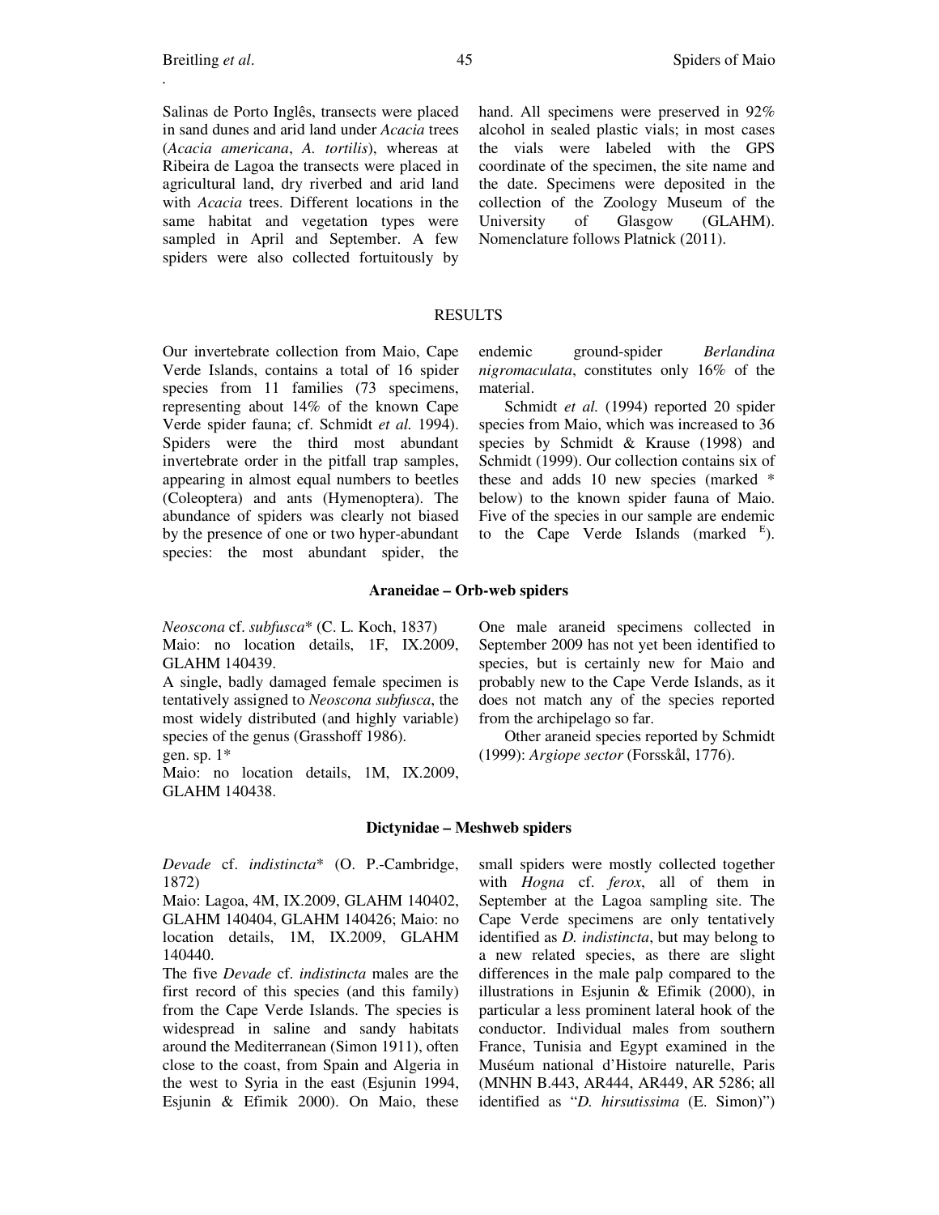Salinas de Porto Inglês, transects were placed in sand dunes and arid land under *Acacia* trees (*Acacia americana*, *A. tortilis*), whereas at Ribeira de Lagoa the transects were placed in agricultural land, dry riverbed and arid land with *Acacia* trees. Different locations in the same habitat and vegetation types were sampled in April and September. A few spiders were also collected fortuitously by hand. All specimens were preserved in 92% alcohol in sealed plastic vials; in most cases the vials were labeled with the GPS coordinate of the specimen, the site name and the date. Specimens were deposited in the collection of the Zoology Museum of the University of Glasgow (GLAHM). Nomenclature follows Platnick (2011).

## RESULTS

Our invertebrate collection from Maio, Cape Verde Islands, contains a total of 16 spider species from 11 families (73 specimens, representing about 14% of the known Cape Verde spider fauna; cf. Schmidt *et al.* 1994). Spiders were the third most abundant invertebrate order in the pitfall trap samples, appearing in almost equal numbers to beetles (Coleoptera) and ants (Hymenoptera). The abundance of spiders was clearly not biased by the presence of one or two hyper-abundant species: the most abundant spider, the endemic ground-spider *Berlandina nigromaculata*, constitutes only 16% of the material.

Schmidt *et al.* (1994) reported 20 spider species from Maio, which was increased to 36 species by Schmidt & Krause (1998) and Schmidt (1999). Our collection contains six of these and adds 10 new species (marked * below) to the known spider fauna of Maio. Five of the species in our sample are endemic to the Cape Verde Islands (marked [E]).

### Araneidae – Orb-web spiders

*Neoscona* cf. *subfusca** (C. L. Koch, 1837)
Maio: no location details, 1F, IX.2009, GLAHM 140439.
A single, badly damaged female specimen is tentatively assigned to *Neoscona subfusca*, the most widely distributed (and highly variable) species of the genus (Grasshoff 1986).

gen. sp. 1*
Maio: no location details, 1M, IX.2009, GLAHM 140438.
One male araneid specimens collected in September 2009 has not yet been identified to species, but is certainly new for Maio and probably new to the Cape Verde Islands, as it does not match any of the species reported from the archipelago so far.

Other araneid species reported by Schmidt (1999): *Argiope sector* (Forsskål, 1776).

### Dictynidae – Meshweb spiders

*Devade* cf. *indistincta** (O. P.-Cambridge, 1872)
Maio: Lagoa, 4M, IX.2009, GLAHM 140402, GLAHM 140404, GLAHM 140426; Maio: no location details, 1M, IX.2009, GLAHM 140440.
The five *Devade* cf. *indistincta* males are the first record of this species (and this family) from the Cape Verde Islands. The species is widespread in saline and sandy habitats around the Mediterranean (Simon 1911), often close to the coast, from Spain and Algeria in the west to Syria in the east (Esjunin 1994, Esjunin & Efimik 2000). On Maio, these small spiders were mostly collected together with *Hogna* cf. *ferox*, all of them in September at the Lagoa sampling site. The Cape Verde specimens are only tentatively identified as *D. indistincta*, but may belong to a new related species, as there are slight differences in the male palp compared to the illustrations in Esjunin & Efimik (2000), in particular a less prominent lateral hook of the conductor. Individual males from southern France, Tunisia and Egypt examined in the Muséum national d'Histoire naturelle, Paris (MNHN B.443, AR444, AR449, AR 5286; all identified as "*D. hirsutissima* (E. Simon)")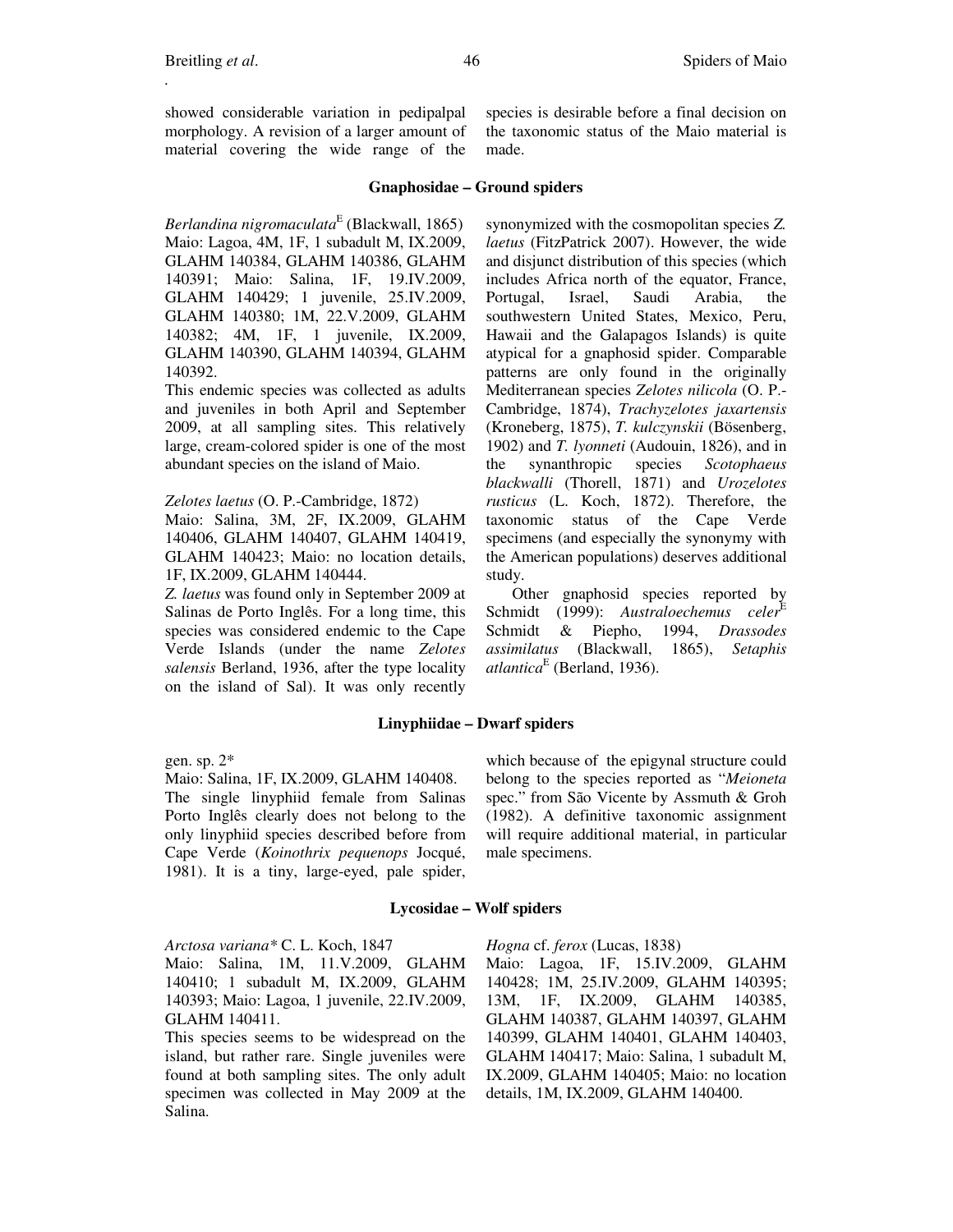showed considerable variation in pedipalpal morphology. A revision of a larger amount of material covering the wide range of the species is desirable before a final decision on the taxonomic status of the Maio material is made.

## Gnaphosidae – Ground spiders

*Berlandina nigromaculata*[E] (Blackwall, 1865)
Maio: Lagoa, 4M, 1F, 1 subadult M, IX.2009, GLAHM 140384, GLAHM 140386, GLAHM 140391; Maio: Salina, 1F, 19.IV.2009, GLAHM 140429; 1 juvenile, 25.IV.2009, GLAHM 140380; 1M, 22.V.2009, GLAHM 140382; 4M, 1F, 1 juvenile, IX.2009, GLAHM 140390, GLAHM 140394, GLAHM 140392.
This endemic species was collected as adults and juveniles in both April and September 2009, at all sampling sites. This relatively large, cream-colored spider is one of the most abundant species on the island of Maio.

*Zelotes laetus* (O. P.-Cambridge, 1872)
Maio: Salina, 3M, 2F, IX.2009, GLAHM 140406, GLAHM 140407, GLAHM 140419, GLAHM 140423; Maio: no location details, 1F, IX.2009, GLAHM 140444.
*Z. laetus* was found only in September 2009 at Salinas de Porto Inglês. For a long time, this species was considered endemic to the Cape Verde Islands (under the name *Zelotes salensis* Berland, 1936, after the type locality on the island of Sal). It was only recently synonymized with the cosmopolitan species *Z. laetus* (FitzPatrick 2007). However, the wide and disjunct distribution of this species (which includes Africa north of the equator, France, Portugal, Israel, Saudi Arabia, the southwestern United States, Mexico, Peru, Hawaii and the Galapagos Islands) is quite atypical for a gnaphosid spider. Comparable patterns are only found in the originally Mediterranean species *Zelotes nilicola* (O. P.-Cambridge, 1874), *Trachyzelotes jaxartensis* (Kroneberg, 1875), *T. kulczynskii* (Bösenberg, 1902) and *T. lyonneti* (Audouin, 1826), and in the synanthropic species *Scotophaeus blackwalli* (Thorell, 1871) and *Urozelotes rusticus* (L. Koch, 1872). Therefore, the taxonomic status of the Cape Verde specimens (and especially the synonymy with the American populations) deserves additional study.

Other gnaphosid species reported by Schmidt (1999): *Australoechemus celer*[E] Schmidt & Piepho, 1994, *Drassodes assimilatus* (Blackwall, 1865), *Setaphis atlantica*[E] (Berland, 1936).

## Linyphiidae – Dwarf spiders

gen. sp. 2*
Maio: Salina, 1F, IX.2009, GLAHM 140408.
The single linyphiid female from Salinas Porto Inglês clearly does not belong to the only linyphiid species described before from Cape Verde (*Koinothrix pequenops* Jocqué, 1981). It is a tiny, large-eyed, pale spider, which because of the epigynal structure could belong to the species reported as "*Meioneta* spec." from São Vicente by Assmuth & Groh (1982). A definitive taxonomic assignment will require additional material, in particular male specimens.

## Lycosidae – Wolf spiders

*Arctosa variana** C. L. Koch, 1847
Maio: Salina, 1M, 11.V.2009, GLAHM 140410; 1 subadult M, IX.2009, GLAHM 140393; Maio: Lagoa, 1 juvenile, 22.IV.2009, GLAHM 140411.
This species seems to be widespread on the island, but rather rare. Single juveniles were found at both sampling sites. The only adult specimen was collected in May 2009 at the Salina.

*Hogna* cf. *ferox* (Lucas, 1838)
Maio: Lagoa, 1F, 15.IV.2009, GLAHM 140428; 1M, 25.IV.2009, GLAHM 140395; 13M, 1F, IX.2009, GLAHM 140385, GLAHM 140387, GLAHM 140397, GLAHM 140399, GLAHM 140401, GLAHM 140403, GLAHM 140417; Maio: Salina, 1 subadult M, IX.2009, GLAHM 140405; Maio: no location details, 1M, IX.2009, GLAHM 140400.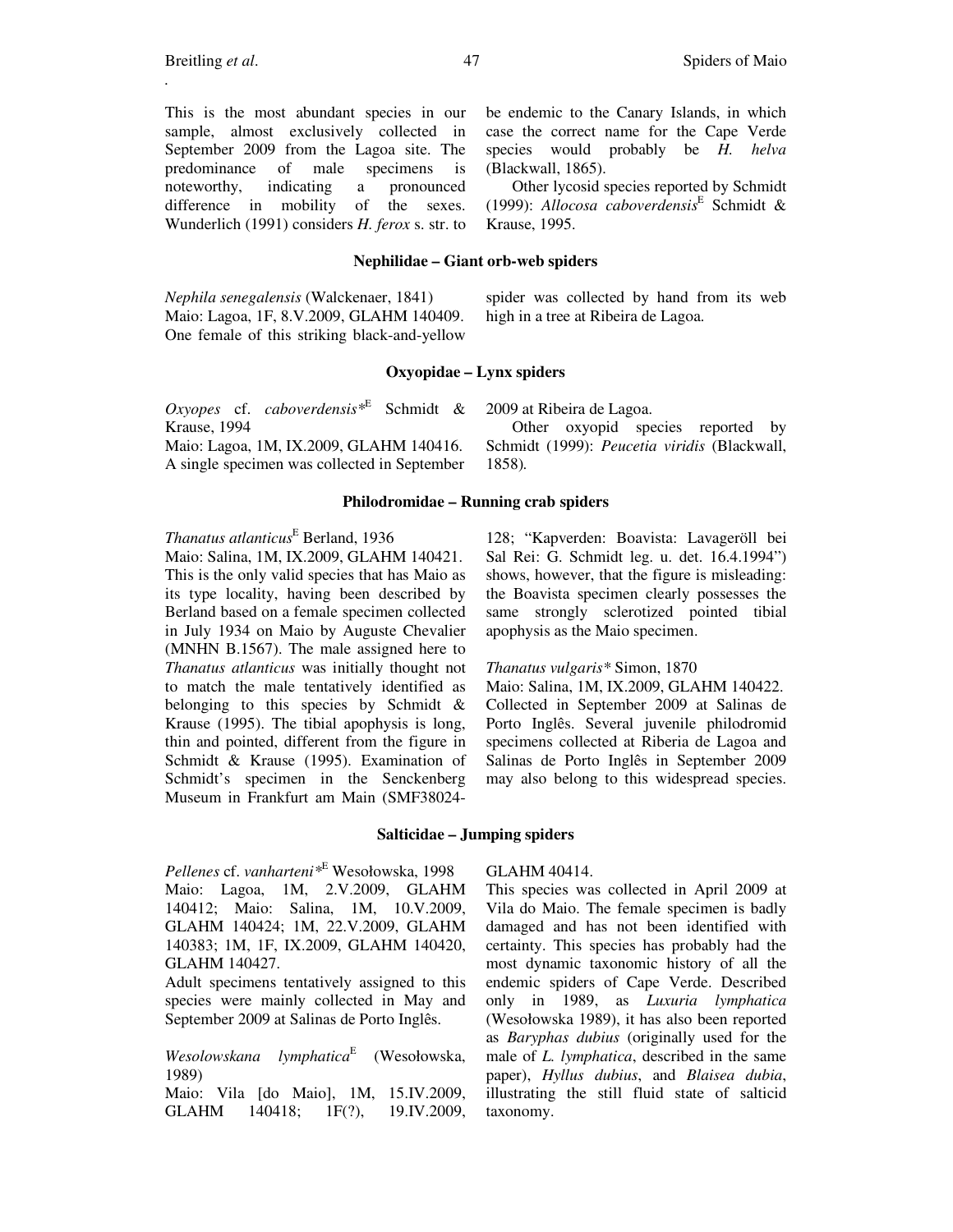This is the most abundant species in our sample, almost exclusively collected in September 2009 from the Lagoa site. The predominance of male specimens is noteworthy, indicating a pronounced difference in mobility of the sexes. Wunderlich (1991) considers *H. ferox* s. str. to be endemic to the Canary Islands, in which case the correct name for the Cape Verde species would probably be *H. helva* (Blackwall, 1865).

Other lycosid species reported by Schmidt (1999): *Allocosa caboverdensis*[E] Schmidt & Krause, 1995.

### Nephilidae – Giant orb-web spiders

*Nephila senegalensis* (Walckenaer, 1841)
Maio: Lagoa, 1F, 8.V.2009, GLAHM 140409.
One female of this striking black-and-yellow spider was collected by hand from its web high in a tree at Ribeira de Lagoa.

### Oxyopidae – Lynx spiders

*Oxyopes* cf. *caboverdensis**[E] Schmidt & Krause, 1994
Maio: Lagoa, 1M, IX.2009, GLAHM 140416.
A single specimen was collected in September 2009 at Ribeira de Lagoa.

Other oxyopid species reported by Schmidt (1999): *Peucetia viridis* (Blackwall, 1858).

### Philodromidae – Running crab spiders

*Thanatus atlanticus*[E] Berland, 1936
Maio: Salina, 1M, IX.2009, GLAHM 140421.
This is the only valid species that has Maio as its type locality, having been described by Berland based on a female specimen collected in July 1934 on Maio by Auguste Chevalier (MNHN B.1567). The male assigned here to *Thanatus atlanticus* was initially thought not to match the male tentatively identified as belonging to this species by Schmidt & Krause (1995). The tibial apophysis is long, thin and pointed, different from the figure in Schmidt & Krause (1995). Examination of Schmidt's specimen in the Senckenberg Museum in Frankfurt am Main (SMF38024-128; "Kapverden: Boavista: Lavageröll bei Sal Rei: G. Schmidt leg. u. det. 16.4.1994") shows, however, that the figure is misleading: the Boavista specimen clearly possesses the same strongly sclerotized pointed tibial apophysis as the Maio specimen.

*Thanatus vulgaris** Simon, 1870
Maio: Salina, 1M, IX.2009, GLAHM 140422.
Collected in September 2009 at Salinas de Porto Inglês. Several juvenile philodromid specimens collected at Riberia de Lagoa and Salinas de Porto Inglês in September 2009 may also belong to this widespread species.

### Salticidae – Jumping spiders

*Pellenes* cf. *vanharteni**[E] Wesołowska, 1998
Maio: Lagoa, 1M, 2.V.2009, GLAHM 140412; Maio: Salina, 1M, 10.V.2009, GLAHM 140424; 1M, 22.V.2009, GLAHM 140383; 1M, 1F, IX.2009, GLAHM 140420, GLAHM 140427.
Adult specimens tentatively assigned to this species were mainly collected in May and September 2009 at Salinas de Porto Inglês.

*Wesolowskana lymphatica*[E] (Wesołowska, 1989)
Maio: Vila [do Maio], 1M, 15.IV.2009, GLAHM 140418; 1F(?), 19.IV.2009, GLAHM 40414.
This species was collected in April 2009 at Vila do Maio. The female specimen is badly damaged and has not been identified with certainty. This species has probably had the most dynamic taxonomic history of all the endemic spiders of Cape Verde. Described only in 1989, as *Luxuria lymphatica* (Wesołowska 1989), it has also been reported as *Baryphas dubius* (originally used for the male of *L. lymphatica*, described in the same paper), *Hyllus dubius*, and *Blaisea dubia*, illustrating the still fluid state of salticid taxonomy.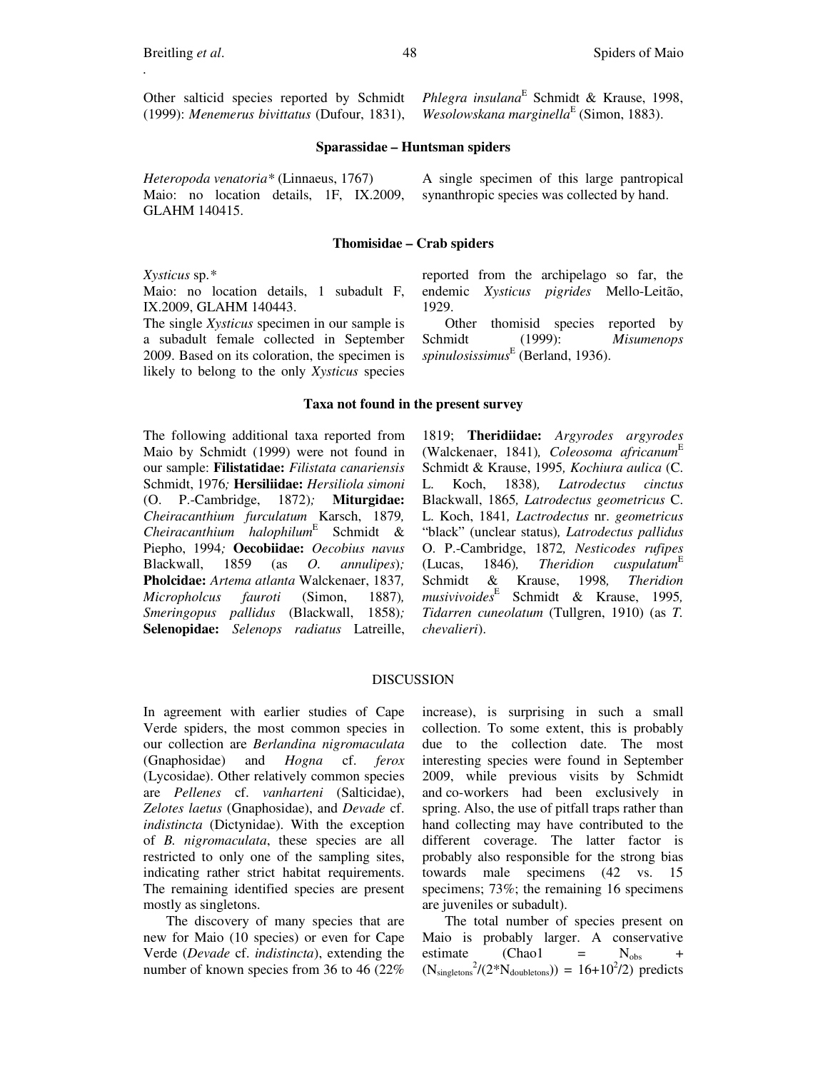Other salticid species reported by Schmidt (1999): *Menemerus bivittatus* (Dufour, 1831), *Phlegra insulana*[E] Schmidt & Krause, 1998, *Wesolowskana marginella*[E] (Simon, 1883).

### Sparassidae – Huntsman spiders

*Heteropoda venatoria** (Linnaeus, 1767)
Maio: no location details, 1F, IX.2009, GLAHM 140415.

A single specimen of this large pantropical synanthropic species was collected by hand.

### Thomisidae – Crab spiders

*Xysticus* sp.*
Maio: no location details, 1 subadult F, IX.2009, GLAHM 140443.

The single *Xysticus* specimen in our sample is a subadult female collected in September 2009. Based on its coloration, the specimen is likely to belong to the only *Xysticus* species reported from the archipelago so far, the endemic *Xysticus pigrides* Mello-Leitão, 1929.

Other thomisid species reported by Schmidt (1999): *Misumenops spinulosissimus*[E] (Berland, 1936).

### Taxa not found in the present survey

The following additional taxa reported from Maio by Schmidt (1999) were not found in our sample: **Filistatidae:** *Filistata canariensis* Schmidt, 1976*;* **Hersiliidae:** *Hersiliola simoni* (O. P.-Cambridge, 1872)*;* **Miturgidae:** *Cheiracanthium furculatum* Karsch, 1879*, Cheiracanthium halophilum*[E] Schmidt & Piepho, 1994*;* **Oecobiidae:** *Oecobius navus* Blackwall, 1859 (as *O. annulipes*)*;* **Pholcidae:** *Artema atlanta* Walckenaer, 1837*, Micropholcus fauroti* (Simon, 1887)*, Smeringopus pallidus* (Blackwall, 1858)*;* **Selenopidae:** *Selenops radiatus* Latreille, 1819; **Theridiidae:** *Argyrodes argyrodes* (Walckenaer, 1841)*, Coleosoma africanum*[E] Schmidt & Krause, 1995*, Kochiura aulica* (C. L. Koch, 1838)*, Latrodectus cinctus* Blackwall, 1865*, Latrodectus geometricus* C. L. Koch, 1841*, Lactrodectus* nr. *geometricus* "black" (unclear status)*, Latrodectus pallidus* O. P.-Cambridge, 1872*, Nesticodes rufipes* (Lucas, 1846)*, Theridion cuspulatum*[E] Schmidt & Krause, 1998*, Theridion musivivoides*[E] Schmidt & Krause, 1995*, Tidarren cuneolatum* (Tullgren, 1910) (as *T. chevalieri*).

## DISCUSSION

In agreement with earlier studies of Cape Verde spiders, the most common species in our collection are *Berlandina nigromaculata* (Gnaphosidae) and *Hogna* cf. *ferox* (Lycosidae). Other relatively common species are *Pellenes* cf. *vanharteni* (Salticidae), *Zelotes laetus* (Gnaphosidae), and *Devade* cf. *indistincta* (Dictynidae). With the exception of *B. nigromaculata*, these species are all restricted to only one of the sampling sites, indicating rather strict habitat requirements. The remaining identified species are present mostly as singletons.

The discovery of many species that are new for Maio (10 species) or even for Cape Verde (*Devade* cf. *indistincta*), extending the number of known species from 36 to 46 (22% increase), is surprising in such a small collection. To some extent, this is probably due to the collection date. The most interesting species were found in September 2009, while previous visits by Schmidt and co-workers had been exclusively in spring. Also, the use of pitfall traps rather than hand collecting may have contributed to the different coverage. The latter factor is probably also responsible for the strong bias towards male specimens (42 vs. 15 specimens; 73%; the remaining 16 specimens are juveniles or subadult).

The total number of species present on Maio is probably larger. A conservative estimate ($Chao1 = N_{obs} + (N_{singletons}^2/(2*N_{doubletons})) = 16+10^2/2$) predicts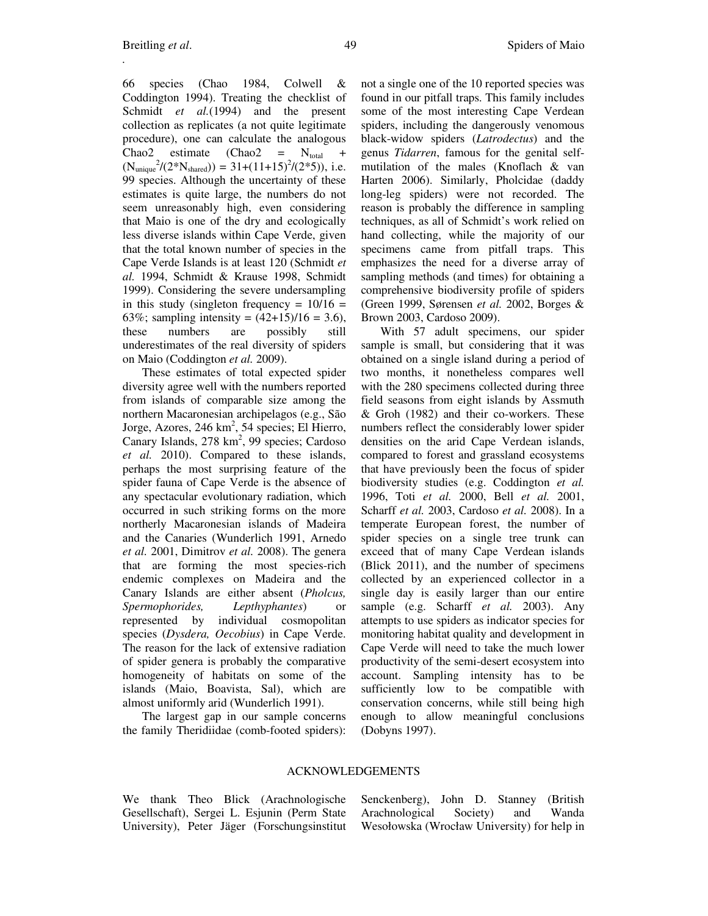66 species (Chao 1984, Colwell & Coddington 1994). Treating the checklist of Schmidt *et al.*(1994) and the present collection as replicates (a not quite legitimate procedure), one can calculate the analogous Chao2 estimate ($Chao2 = N_{total} + (N_{unique}^2/(2*N_{shared})) = 31+(11+15)^2/(2*5)$), i.e. 99 species. Although the uncertainty of these estimates is quite large, the numbers do not seem unreasonably high, even considering that Maio is one of the dry and ecologically less diverse islands within Cape Verde, given that the total known number of species in the Cape Verde Islands is at least 120 (Schmidt *et al.* 1994, Schmidt & Krause 1998, Schmidt 1999). Considering the severe undersampling in this study (singleton frequency = 10/16 = 63%; sampling intensity = (42+15)/16 = 3.6), these numbers are possibly still underestimates of the real diversity of spiders on Maio (Coddington *et al.* 2009).

These estimates of total expected spider diversity agree well with the numbers reported from islands of comparable size among the northern Macaronesian archipelagos (e.g., São Jorge, Azores, 246 km$^2$, 54 species; El Hierro, Canary Islands, 278 km$^2$, 99 species; Cardoso *et al.* 2010). Compared to these islands, perhaps the most surprising feature of the spider fauna of Cape Verde is the absence of any spectacular evolutionary radiation, which occurred in such striking forms on the more northerly Macaronesian islands of Madeira and the Canaries (Wunderlich 1991, Arnedo *et al.* 2001, Dimitrov *et al.* 2008). The genera that are forming the most species-rich endemic complexes on Madeira and the Canary Islands are either absent (*Pholcus, Spermophorides, Lepthyphantes*) or represented by individual cosmopolitan species (*Dysdera, Oecobius*) in Cape Verde. The reason for the lack of extensive radiation of spider genera is probably the comparative homogeneity of habitats on some of the islands (Maio, Boavista, Sal), which are almost uniformly arid (Wunderlich 1991).

The largest gap in our sample concerns the family Theridiidae (comb-footed spiders): not a single one of the 10 reported species was found in our pitfall traps. This family includes some of the most interesting Cape Verdean spiders, including the dangerously venomous black-widow spiders (*Latrodectus*) and the genus *Tidarren*, famous for the genital self-mutilation of the males (Knoflach & van Harten 2006). Similarly, Pholcidae (daddy long-leg spiders) were not recorded. The reason is probably the difference in sampling techniques, as all of Schmidt's work relied on hand collecting, while the majority of our specimens came from pitfall traps. This emphasizes the need for a diverse array of sampling methods (and times) for obtaining a comprehensive biodiversity profile of spiders (Green 1999, Sørensen *et al.* 2002, Borges & Brown 2003, Cardoso 2009).

With 57 adult specimens, our spider sample is small, but considering that it was obtained on a single island during a period of two months, it nonetheless compares well with the 280 specimens collected during three field seasons from eight islands by Assmuth & Groh (1982) and their co-workers. These numbers reflect the considerably lower spider densities on the arid Cape Verdean islands, compared to forest and grassland ecosystems that have previously been the focus of spider biodiversity studies (e.g. Coddington *et al.* 1996, Toti *et al.* 2000, Bell *et al.* 2001, Scharff *et al.* 2003, Cardoso *et al.* 2008). In a temperate European forest, the number of spider species on a single tree trunk can exceed that of many Cape Verdean islands (Blick 2011), and the number of specimens collected by an experienced collector in a single day is easily larger than our entire sample (e.g. Scharff *et al.* 2003). Any attempts to use spiders as indicator species for monitoring habitat quality and development in Cape Verde will need to take the much lower productivity of the semi-desert ecosystem into account. Sampling intensity has to be sufficiently low to be compatible with conservation concerns, while still being high enough to allow meaningful conclusions (Dobyns 1997).

## ACKNOWLEDGEMENTS

We thank Theo Blick (Arachnologische Gesellschaft), Sergei L. Esjunin (Perm State University), Peter Jäger (Forschungsinstitut Senckenberg), John D. Stanney (British Arachnological Society) and Wanda Wesołowska (Wrocław University) for help in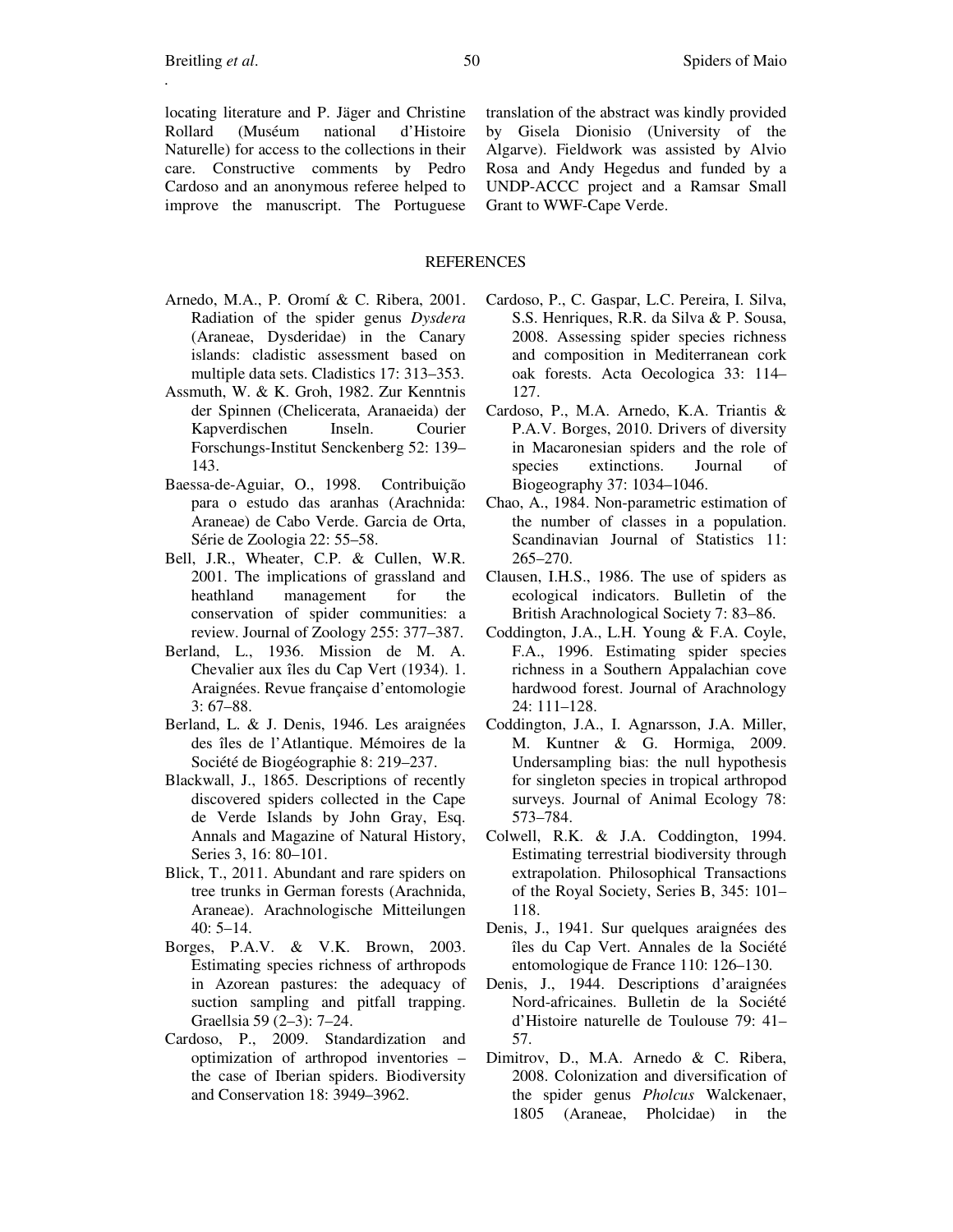locating literature and P. Jäger and Christine Rollard (Muséum national d'Histoire Naturelle) for access to the collections in their care. Constructive comments by Pedro Cardoso and an anonymous referee helped to improve the manuscript. The Portuguese translation of the abstract was kindly provided by Gisela Dionisio (University of the Algarve). Fieldwork was assisted by Alvio Rosa and Andy Hegedus and funded by a UNDP-ACCC project and a Ramsar Small Grant to WWF-Cape Verde.

## REFERENCES

Arnedo, M.A., P. Oromí & C. Ribera, 2001. Radiation of the spider genus *Dysdera* (Araneae, Dysderidae) in the Canary islands: cladistic assessment based on multiple data sets. Cladistics 17: 313–353.

Assmuth, W. & K. Groh, 1982. Zur Kenntnis der Spinnen (Chelicerata, Aranaeida) der Kapverdischen Inseln. Courier Forschungs-Institut Senckenberg 52: 139–143.

Baessa-de-Aguiar, O., 1998. Contribuição para o estudo das aranhas (Arachnida: Araneae) de Cabo Verde. Garcia de Orta, Série de Zoologia 22: 55–58.

Bell, J.R., Wheater, C.P. & Cullen, W.R. 2001. The implications of grassland and heathland management for the conservation of spider communities: a review. Journal of Zoology 255: 377–387.

Berland, L., 1936. Mission de M. A. Chevalier aux îles du Cap Vert (1934). 1. Araignées. Revue française d'entomologie 3: 67–88.

Berland, L. & J. Denis, 1946. Les araignées des îles de l'Atlantique. Mémoires de la Société de Biogéographie 8: 219–237.

Blackwall, J., 1865. Descriptions of recently discovered spiders collected in the Cape de Verde Islands by John Gray, Esq. Annals and Magazine of Natural History, Series 3, 16: 80–101.

Blick, T., 2011. Abundant and rare spiders on tree trunks in German forests (Arachnida, Araneae). Arachnologische Mitteilungen 40: 5–14.

Borges, P.A.V. & V.K. Brown, 2003. Estimating species richness of arthropods in Azorean pastures: the adequacy of suction sampling and pitfall trapping. Graellsia 59 (2–3): 7–24.

Cardoso, P., 2009. Standardization and optimization of arthropod inventories – the case of Iberian spiders. Biodiversity and Conservation 18: 3949–3962.

Cardoso, P., C. Gaspar, L.C. Pereira, I. Silva, S.S. Henriques, R.R. da Silva & P. Sousa, 2008. Assessing spider species richness and composition in Mediterranean cork oak forests. Acta Oecologica 33: 114–127.

Cardoso, P., M.A. Arnedo, K.A. Triantis & P.A.V. Borges, 2010. Drivers of diversity in Macaronesian spiders and the role of species extinctions. Journal of Biogeography 37: 1034–1046.

Chao, A., 1984. Non-parametric estimation of the number of classes in a population. Scandinavian Journal of Statistics 11: 265–270.

Clausen, I.H.S., 1986. The use of spiders as ecological indicators. Bulletin of the British Arachnological Society 7: 83–86.

Coddington, J.A., L.H. Young & F.A. Coyle, F.A., 1996. Estimating spider species richness in a Southern Appalachian cove hardwood forest. Journal of Arachnology 24: 111–128.

Coddington, J.A., I. Agnarsson, J.A. Miller, M. Kuntner & G. Hormiga, 2009. Undersampling bias: the null hypothesis for singleton species in tropical arthropod surveys. Journal of Animal Ecology 78: 573–784.

Colwell, R.K. & J.A. Coddington, 1994. Estimating terrestrial biodiversity through extrapolation. Philosophical Transactions of the Royal Society, Series B, 345: 101–118.

Denis, J., 1941. Sur quelques araignées des îles du Cap Vert. Annales de la Société entomologique de France 110: 126–130.

Denis, J., 1944. Descriptions d'araignées Nord-africaines. Bulletin de la Société d'Histoire naturelle de Toulouse 79: 41–57.

Dimitrov, D., M.A. Arnedo & C. Ribera, 2008. Colonization and diversification of the spider genus *Pholcus* Walckenaer, 1805 (Araneae, Pholcidae) in the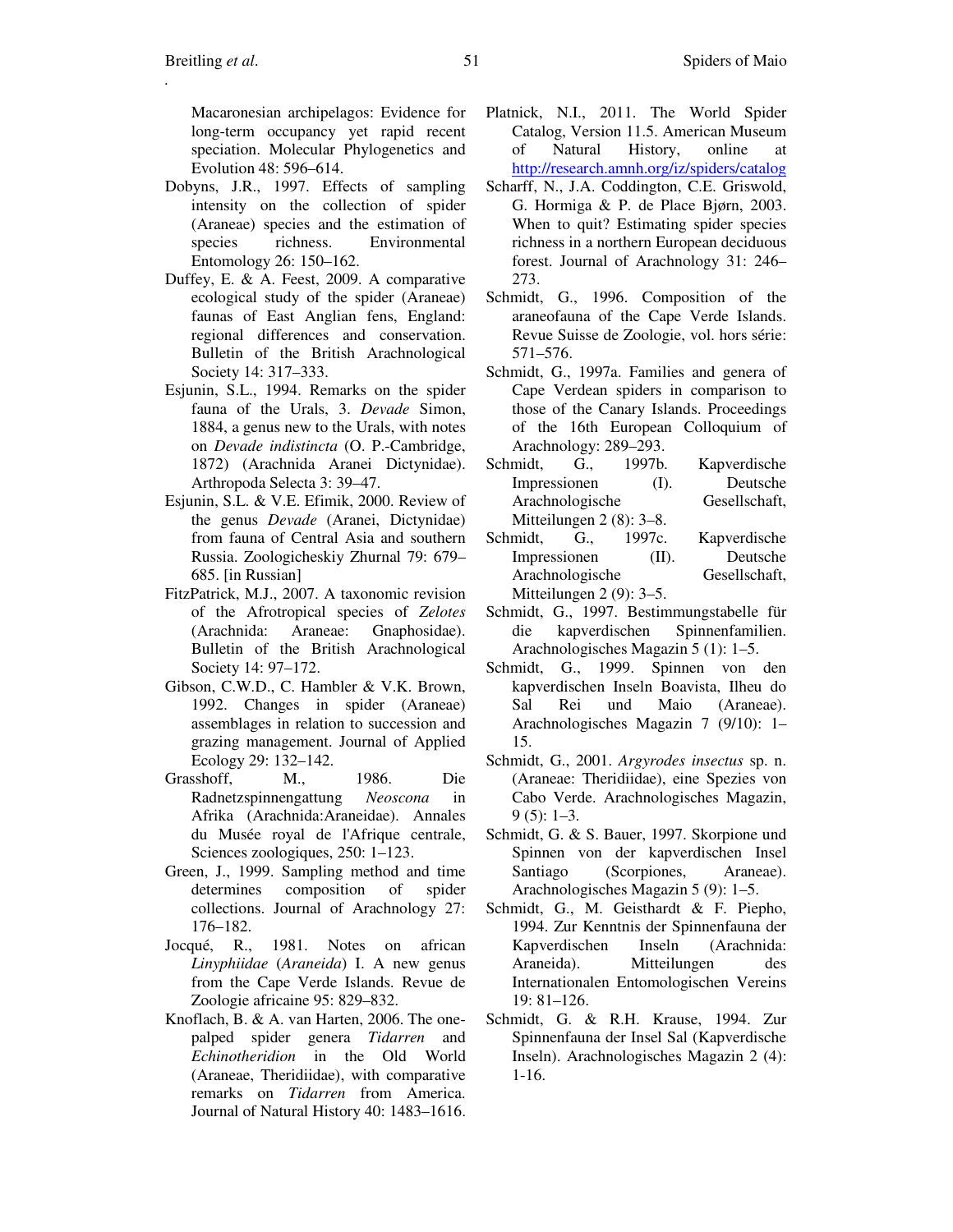Macaronesian archipelagos: Evidence for long-term occupancy yet rapid recent speciation. Molecular Phylogenetics and Evolution 48: 596–614.

Dobyns, J.R., 1997. Effects of sampling intensity on the collection of spider (Araneae) species and the estimation of species richness. Environmental Entomology 26: 150–162.

Duffey, E. & A. Feest, 2009. A comparative ecological study of the spider (Araneae) faunas of East Anglian fens, England: regional differences and conservation. Bulletin of the British Arachnological Society 14: 317–333.

Esjunin, S.L., 1994. Remarks on the spider fauna of the Urals, 3. *Devade* Simon, 1884, a genus new to the Urals, with notes on *Devade indistincta* (O. P.-Cambridge, 1872) (Arachnida Aranei Dictynidae). Arthropoda Selecta 3: 39–47.

Esjunin, S.L. & V.E. Efimik, 2000. Review of the genus *Devade* (Aranei, Dictynidae) from fauna of Central Asia and southern Russia. Zoologicheskiy Zhurnal 79: 679–685. [in Russian]

FitzPatrick, M.J., 2007. A taxonomic revision of the Afrotropical species of *Zelotes* (Arachnida: Araneae: Gnaphosidae). Bulletin of the British Arachnological Society 14: 97–172.

Gibson, C.W.D., C. Hambler & V.K. Brown, 1992. Changes in spider (Araneae) assemblages in relation to succession and grazing management. Journal of Applied Ecology 29: 132–142.

Grasshoff, M., 1986. Die Radnetzspinnengattung *Neoscona* in Afrika (Arachnida:Araneidae). Annales du Musée royal de l'Afrique centrale, Sciences zoologiques, 250: 1–123.

Green, J., 1999. Sampling method and time determines composition of spider collections. Journal of Arachnology 27: 176–182.

Jocqué, R., 1981. Notes on african *Linyphiidae* (*Araneida*) I. A new genus from the Cape Verde Islands. Revue de Zoologie africaine 95: 829–832.

Knoflach, B. & A. van Harten, 2006. The one-palped spider genera *Tidarren* and *Echinotheridion* in the Old World (Araneae, Theridiidae), with comparative remarks on *Tidarren* from America. Journal of Natural History 40: 1483–1616.

Platnick, N.I., 2011. The World Spider Catalog, Version 11.5. American Museum of Natural History, online at http://research.amnh.org/iz/spiders/catalog

Scharff, N., J.A. Coddington, C.E. Griswold, G. Hormiga & P. de Place Bjørn, 2003. When to quit? Estimating spider species richness in a northern European deciduous forest. Journal of Arachnology 31: 246–273.

Schmidt, G., 1996. Composition of the araneofauna of the Cape Verde Islands. Revue Suisse de Zoologie, vol. hors série: 571–576.

Schmidt, G., 1997a. Families and genera of Cape Verdean spiders in comparison to those of the Canary Islands. Proceedings of the 16th European Colloquium of Arachnology: 289–293.

Schmidt, G., 1997b. Kapverdische Impressionen (I). Deutsche Arachnologische Gesellschaft, Mitteilungen 2 (8): 3–8.

Schmidt, G., 1997c. Kapverdische Impressionen (II). Deutsche Arachnologische Gesellschaft, Mitteilungen 2 (9): 3–5.

Schmidt, G., 1997. Bestimmungstabelle für die kapverdischen Spinnenfamilien. Arachnologisches Magazin 5 (1): 1–5.

Schmidt, G., 1999. Spinnen von den kapverdischen Inseln Boavista, Ilheu do Sal Rei und Maio (Araneae). Arachnologisches Magazin 7 (9/10): 1–15.

Schmidt, G., 2001. *Argyrodes insectus* sp. n. (Araneae: Theridiidae), eine Spezies von Cabo Verde. Arachnologisches Magazin, 9 (5): 1–3.

Schmidt, G. & S. Bauer, 1997. Skorpione und Spinnen von der kapverdischen Insel Santiago (Scorpiones, Araneae). Arachnologisches Magazin 5 (9): 1–5.

Schmidt, G., M. Geisthardt & F. Piepho, 1994. Zur Kenntnis der Spinnenfauna der Kapverdischen Inseln (Arachnida: Araneida). Mitteilungen des Internationalen Entomologischen Vereins 19: 81–126.

Schmidt, G. & R.H. Krause, 1994. Zur Spinnenfauna der Insel Sal (Kapverdische Inseln). Arachnologisches Magazin 2 (4): 1-16.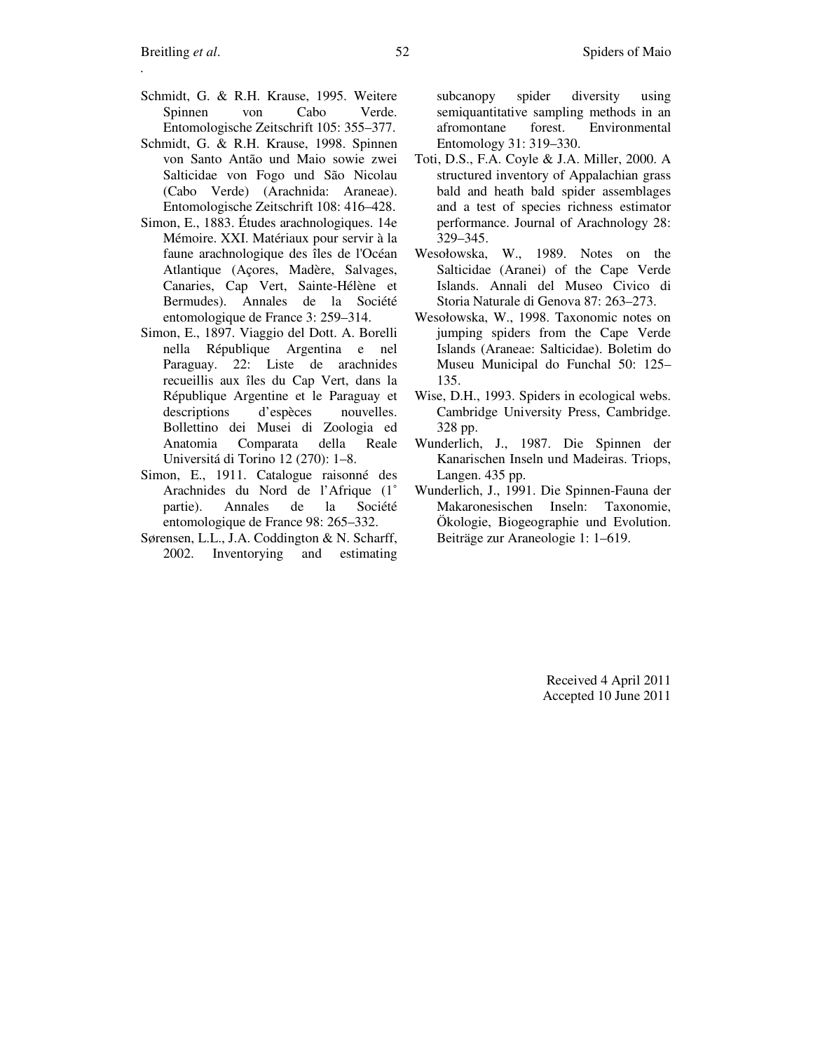Schmidt, G. & R.H. Krause, 1995. Weitere Spinnen von Cabo Verde. Entomologische Zeitschrift 105: 355–377.

Schmidt, G. & R.H. Krause, 1998. Spinnen von Santo Antão und Maio sowie zwei Salticidae von Fogo und São Nicolau (Cabo Verde) (Arachnida: Araneae). Entomologische Zeitschrift 108: 416–428.

Simon, E., 1883. Études arachnologiques. 14e Mémoire. XXI. Matériaux pour servir à la faune arachnologique des îles de l'Océan Atlantique (Açores, Madère, Salvages, Canaries, Cap Vert, Sainte-Hélène et Bermudes). Annales de la Société entomologique de France 3: 259–314.

Simon, E., 1897. Viaggio del Dott. A. Borelli nella République Argentina e nel Paraguay. 22: Liste de arachnides recueillis aux îles du Cap Vert, dans la République Argentine et le Paraguay et descriptions d'espèces nouvelles. Bollettino dei Musei di Zoologia ed Anatomia Comparata della Reale Universitá di Torino 12 (270): 1–8.

Simon, E., 1911. Catalogue raisonné des Arachnides du Nord de l'Afrique (1˚ partie). Annales de la Société entomologique de France 98: 265–332.

Sørensen, L.L., J.A. Coddington & N. Scharff, 2002. Inventorying and estimating subcanopy spider diversity using semiquantitative sampling methods in an afromontane forest. Environmental Entomology 31: 319–330.

Toti, D.S., F.A. Coyle & J.A. Miller, 2000. A structured inventory of Appalachian grass bald and heath bald spider assemblages and a test of species richness estimator performance. Journal of Arachnology 28: 329–345.

Wesołowska, W., 1989. Notes on the Salticidae (Aranei) of the Cape Verde Islands. Annali del Museo Civico di Storia Naturale di Genova 87: 263–273.

Wesołowska, W., 1998. Taxonomic notes on jumping spiders from the Cape Verde Islands (Araneae: Salticidae). Boletim do Museu Municipal do Funchal 50: 125–135.

Wise, D.H., 1993. Spiders in ecological webs. Cambridge University Press, Cambridge. 328 pp.

Wunderlich, J., 1987. Die Spinnen der Kanarischen Inseln und Madeiras. Triops, Langen. 435 pp.

Wunderlich, J., 1991. Die Spinnen-Fauna der Makaronesischen Inseln: Taxonomie, Ökologie, Biogeographie und Evolution. Beiträge zur Araneologie 1: 1–619.

Received 4 April 2011
Accepted 10 June 2011